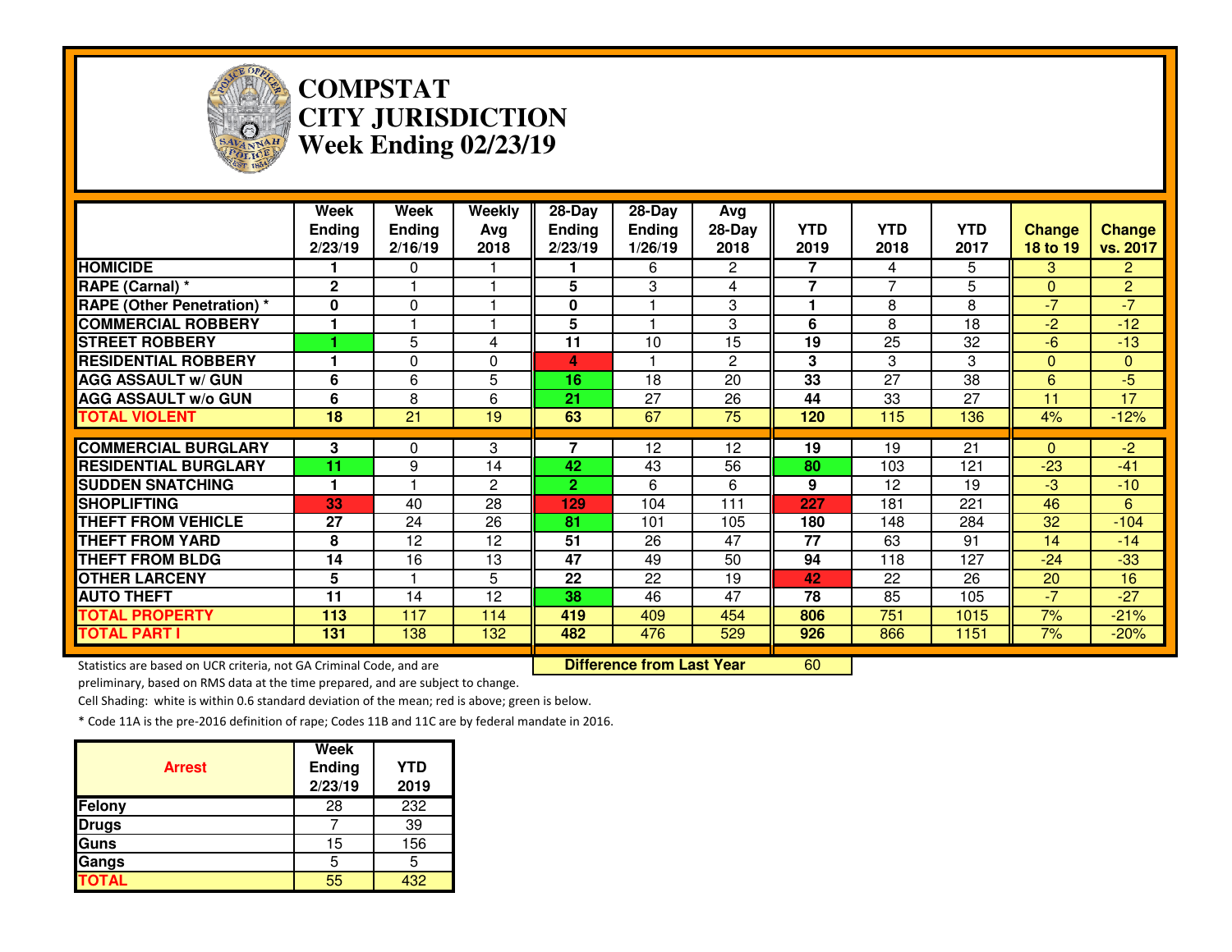# COMPSTAT
# CITY JURISDICTION
# Week Ending 02/23/19

| | Week Ending 2/23/19 | Week Ending 2/16/19 | Weekly Avg 2018 | 28-Day Ending 2/23/19 | 28-Day Ending 1/26/19 | Avg 28-Day 2018 | YTD 2019 | YTD 2018 | YTD 2017 | Change 18 to 19 | Change vs. 2017 |
|---|---|---|---|---|---|---|---|---|---|---|---|
| HOMICIDE | 1 | 0 | 1 | 1 | 6 | 2 | 7 | 4 | 5 | 3 | 2 |
| RAPE (Carnal) * | 2 | 1 | 1 | 5 | 3 | 4 | 7 | 7 | 5 | 0 | 2 |
| RAPE (Other Penetration) * | 0 | 0 | 1 | 0 | 1 | 3 | 1 | 8 | 8 | -7 | -7 |
| COMMERCIAL ROBBERY | 1 | 1 | 1 | 5 | 1 | 3 | 6 | 8 | 18 | -2 | -12 |
| STREET ROBBERY | 1 | 5 | 4 | 11 | 10 | 15 | 19 | 25 | 32 | -6 | -13 |
| RESIDENTIAL ROBBERY | 1 | 0 | 0 | 4 | 1 | 2 | 3 | 3 | 3 | 0 | 0 |
| AGG ASSAULT w/ GUN | 6 | 6 | 5 | 16 | 18 | 20 | 33 | 27 | 38 | 6 | -5 |
| AGG ASSAULT w/o GUN | 6 | 8 | 6 | 21 | 27 | 26 | 44 | 33 | 27 | 11 | 17 |
| TOTAL VIOLENT | 18 | 21 | 19 | 63 | 67 | 75 | 120 | 115 | 136 | 4% | -12% |
| COMMERCIAL BURGLARY | 3 | 0 | 3 | 7 | 12 | 12 | 19 | 19 | 21 | 0 | -2 |
| RESIDENTIAL BURGLARY | 11 | 9 | 14 | 42 | 43 | 56 | 80 | 103 | 121 | -23 | -41 |
| SUDDEN SNATCHING | 1 | 1 | 2 | 2 | 6 | 6 | 9 | 12 | 19 | -3 | -10 |
| SHOPLIFTING | 33 | 40 | 28 | 129 | 104 | 111 | 227 | 181 | 221 | 46 | 6 |
| THEFT FROM VEHICLE | 27 | 24 | 26 | 81 | 101 | 105 | 180 | 148 | 284 | 32 | -104 |
| THEFT FROM YARD | 8 | 12 | 12 | 51 | 26 | 47 | 77 | 63 | 91 | 14 | -14 |
| THEFT FROM BLDG | 14 | 16 | 13 | 47 | 49 | 50 | 94 | 118 | 127 | -24 | -33 |
| OTHER LARCENY | 5 | 1 | 5 | 22 | 22 | 19 | 42 | 22 | 26 | 20 | 16 |
| AUTO THEFT | 11 | 14 | 12 | 38 | 46 | 47 | 78 | 85 | 105 | -7 | -27 |
| TOTAL PROPERTY | 113 | 117 | 114 | 419 | 409 | 454 | 806 | 751 | 1015 | 7% | -21% |
| TOTAL PART I | 131 | 138 | 132 | 482 | 476 | 529 | 926 | 866 | 1151 | 7% | -20% |

**Difference from Last Year**: 60

Statistics are based on UCR criteria, not GA Criminal Code, and are preliminary, based on RMS data at the time prepared, and are subject to change.

Cell Shading: white is within 0.6 standard deviation of the mean; red is above; green is below.

* Code 11A is the pre-2016 definition of rape; Codes 11B and 11C are by federal mandate in 2016.

| Arrest | Week Ending 2/23/19 | YTD 2019 |
|---|---|---|
| Felony | 28 | 232 |
| Drugs | 7 | 39 |
| Guns | 15 | 156 |
| Gangs | 5 | 5 |
| TOTAL | 55 | 432 |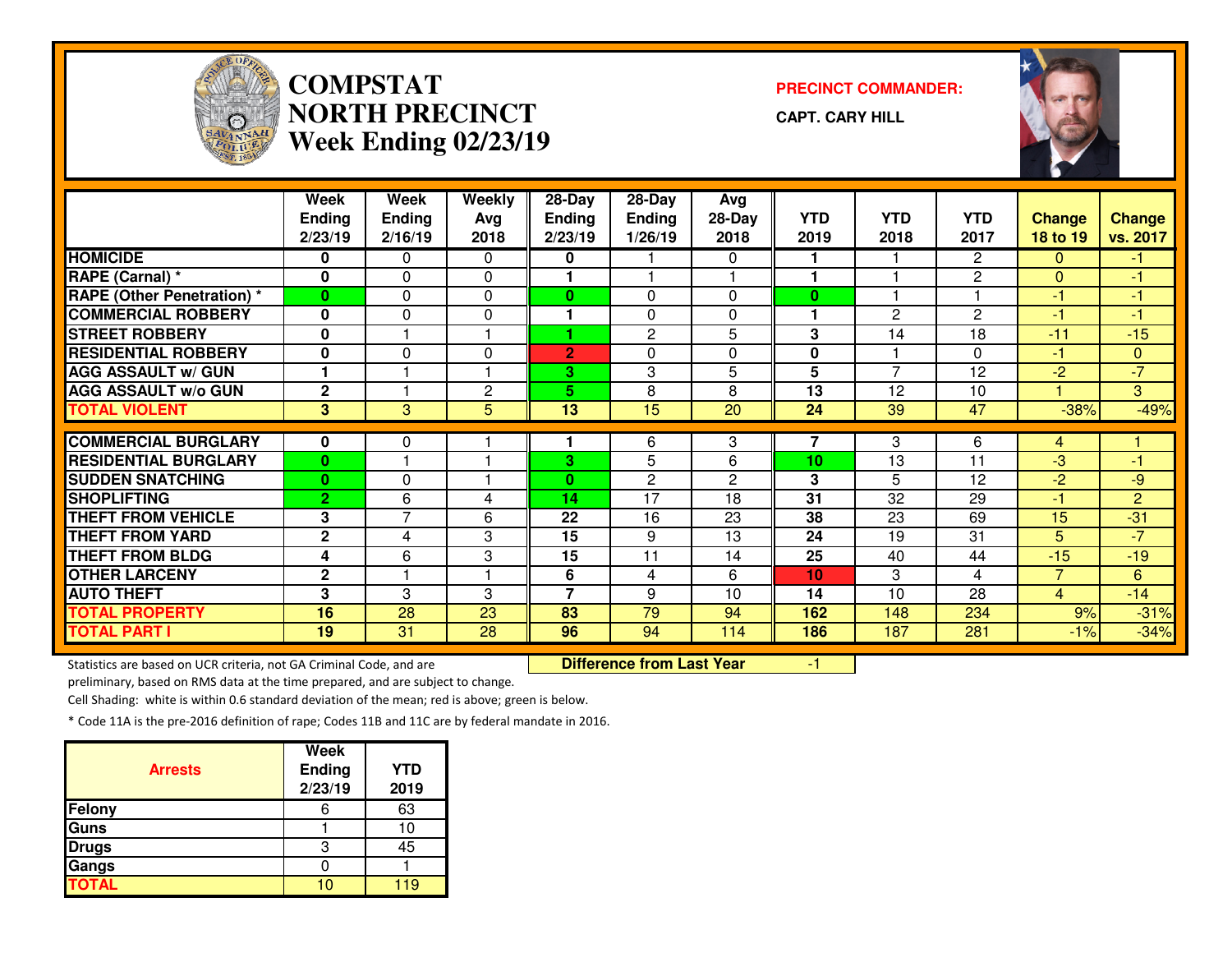# COMPSTAT NORTH PRECINCT Week Ending 02/23/19

**PRECINCT COMMANDER:**

**CAPT. CARY HILL**

| | Week Ending 2/23/19 | Week Ending 2/16/19 | Weekly Avg 2018 | 28-Day Ending 2/23/19 | 28-Day Ending 1/26/19 | Avg 28-Day 2018 | YTD 2019 | YTD 2018 | YTD 2017 | Change 18 to 19 | Change vs. 2017 |
|---|---|---|---|---|---|---|---|---|---|---|---|
| HOMICIDE | 0 | 0 | 0 | 0 | 1 | 0 | 1 | 1 | 2 | 0 | -1 |
| RAPE (Carnal) * | 0 | 0 | 0 | 1 | 1 | 1 | 1 | 1 | 2 | 0 | -1 |
| RAPE (Other Penetration) * | 0 | 0 | 0 | 0 | 0 | 0 | 0 | 1 | 1 | -1 | -1 |
| COMMERCIAL ROBBERY | 0 | 0 | 0 | 1 | 0 | 0 | 1 | 2 | 2 | -1 | -1 |
| STREET ROBBERY | 0 | 1 | 1 | 1 | 2 | 5 | 3 | 14 | 18 | -11 | -15 |
| RESIDENTIAL ROBBERY | 0 | 0 | 0 | 2 | 0 | 0 | 0 | 1 | 0 | -1 | 0 |
| AGG ASSAULT w/ GUN | 1 | 1 | 1 | 3 | 3 | 5 | 5 | 7 | 12 | -2 | -7 |
| AGG ASSAULT w/o GUN | 2 | 1 | 2 | 5 | 8 | 8 | 13 | 12 | 10 | 1 | 3 |
| TOTAL VIOLENT | 3 | 3 | 5 | 13 | 15 | 20 | 24 | 39 | 47 | -38% | -49% |
| COMMERCIAL BURGLARY | 0 | 0 | 1 | 1 | 6 | 3 | 7 | 3 | 6 | 4 | 1 |
| RESIDENTIAL BURGLARY | 0 | 1 | 1 | 3 | 5 | 6 | 10 | 13 | 11 | -3 | -1 |
| SUDDEN SNATCHING | 0 | 0 | 1 | 0 | 2 | 2 | 3 | 5 | 12 | -2 | -9 |
| SHOPLIFTING | 2 | 6 | 4 | 14 | 17 | 18 | 31 | 32 | 29 | -1 | 2 |
| THEFT FROM VEHICLE | 3 | 7 | 6 | 22 | 16 | 23 | 38 | 23 | 69 | 15 | -31 |
| THEFT FROM YARD | 2 | 4 | 3 | 15 | 9 | 13 | 24 | 19 | 31 | 5 | -7 |
| THEFT FROM BLDG | 4 | 6 | 3 | 15 | 11 | 14 | 25 | 40 | 44 | -15 | -19 |
| OTHER LARCENY | 2 | 1 | 1 | 6 | 4 | 6 | 10 | 3 | 4 | 7 | 6 |
| AUTO THEFT | 3 | 3 | 3 | 7 | 9 | 10 | 14 | 10 | 28 | 4 | -14 |
| TOTAL PROPERTY | 16 | 28 | 23 | 83 | 79 | 94 | 162 | 148 | 234 | 9% | -31% |
| TOTAL PART I | 19 | 31 | 28 | 96 | 94 | 114 | 186 | 187 | 281 | -1% | -34% |

**Difference from Last Year** -1

Statistics are based on UCR criteria, not GA Criminal Code, and are preliminary, based on RMS data at the time prepared, and are subject to change.

Cell Shading: white is within 0.6 standard deviation of the mean; red is above; green is below.

* Code 11A is the pre-2016 definition of rape; Codes 11B and 11C are by federal mandate in 2016.

| Arrests | Week Ending 2/23/19 | YTD 2019 |
|---|---|---|
| Felony | 6 | 63 |
| Guns | 1 | 10 |
| Drugs | 3 | 45 |
| Gangs | 0 | 1 |
| TOTAL | 10 | 119 |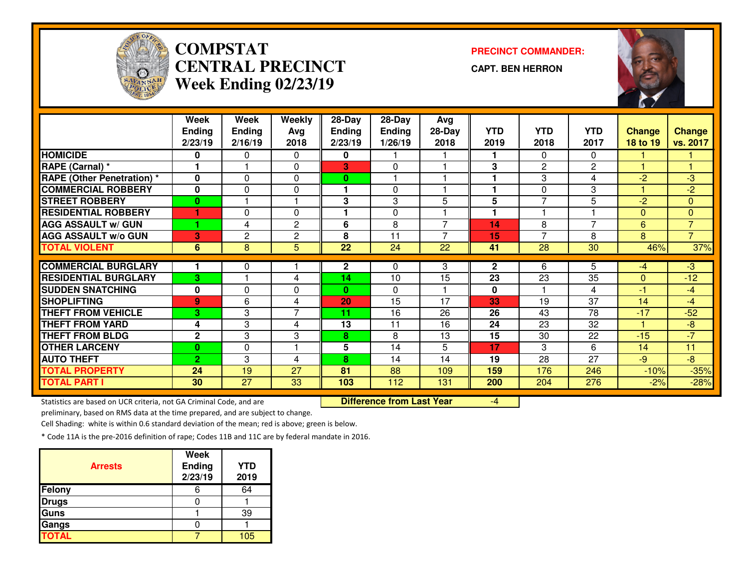# COMPSTAT CENTRAL PRECINCT Week Ending 02/23/19

**PRECINCT COMMANDER:**

**CAPT. BEN HERRON**

| | Week Ending 2/23/19 | Week Ending 2/16/19 | Weekly Avg 2018 | 28-Day Ending 2/23/19 | 28-Day Ending 1/26/19 | Avg 28-Day 2018 | YTD 2019 | YTD 2018 | YTD 2017 | Change 18 to 19 | Change vs. 2017 |
|---|---|---|---|---|---|---|---|---|---|---|---|
| HOMICIDE | 0 | 0 | 0 | 0 | 1 | 1 | 1 | 0 | 0 | 1 | 1 |
| RAPE (Carnal) * | 1 | 1 | 0 | 3 | 0 | 1 | 3 | 2 | 2 | 1 | 1 |
| RAPE (Other Penetration) * | 0 | 0 | 0 | 0 | 1 | 1 | 1 | 3 | 4 | -2 | -3 |
| COMMERCIAL ROBBERY | 0 | 0 | 0 | 1 | 0 | 1 | 1 | 0 | 3 | 1 | -2 |
| STREET ROBBERY | 0 | 1 | 1 | 3 | 3 | 5 | 5 | 7 | 5 | -2 | 0 |
| RESIDENTIAL ROBBERY | 1 | 0 | 0 | 1 | 0 | 1 | 1 | 1 | 1 | 0 | 0 |
| AGG ASSAULT w/ GUN | 1 | 4 | 2 | 6 | 8 | 7 | 14 | 8 | 7 | 6 | 7 |
| AGG ASSAULT w/o GUN | 3 | 2 | 2 | 8 | 11 | 7 | 15 | 7 | 8 | 8 | 7 |
| TOTAL VIOLENT | 6 | 8 | 5 | 22 | 24 | 22 | 41 | 28 | 30 | 46% | 37% |
| COMMERCIAL BURGLARY | 1 | 0 | 1 | 2 | 0 | 3 | 2 | 6 | 5 | -4 | -3 |
| RESIDENTIAL BURGLARY | 3 | 1 | 4 | 14 | 10 | 15 | 23 | 23 | 35 | 0 | -12 |
| SUDDEN SNATCHING | 0 | 0 | 0 | 0 | 0 | 1 | 0 | 1 | 4 | -1 | -4 |
| SHOPLIFTING | 9 | 6 | 4 | 20 | 15 | 17 | 33 | 19 | 37 | 14 | -4 |
| THEFT FROM VEHICLE | 3 | 3 | 7 | 11 | 16 | 26 | 26 | 43 | 78 | -17 | -52 |
| THEFT FROM YARD | 4 | 3 | 4 | 13 | 11 | 16 | 24 | 23 | 32 | 1 | -8 |
| THEFT FROM BLDG | 2 | 3 | 3 | 8 | 8 | 13 | 15 | 30 | 22 | -15 | -7 |
| OTHER LARCENY | 0 | 0 | 1 | 5 | 14 | 5 | 17 | 3 | 6 | 14 | 11 |
| AUTO THEFT | 2 | 3 | 4 | 8 | 14 | 14 | 19 | 28 | 27 | -9 | -8 |
| TOTAL PROPERTY | 24 | 19 | 27 | 81 | 88 | 109 | 159 | 176 | 246 | -10% | -35% |
| TOTAL PART I | 30 | 27 | 33 | 103 | 112 | 131 | 200 | 204 | 276 | -2% | -28% |

**Difference from Last Year** -4

Statistics are based on UCR criteria, not GA Criminal Code, and are preliminary, based on RMS data at the time prepared, and are subject to change.

Cell Shading: white is within 0.6 standard deviation of the mean; red is above; green is below.

* Code 11A is the pre-2016 definition of rape; Codes 11B and 11C are by federal mandate in 2016.

| Arrests | Week Ending 2/23/19 | YTD 2019 |
|---|---|---|
| Felony | 6 | 64 |
| Drugs | 0 | 1 |
| Guns | 1 | 39 |
| Gangs | 0 | 1 |
| TOTAL | 7 | 105 |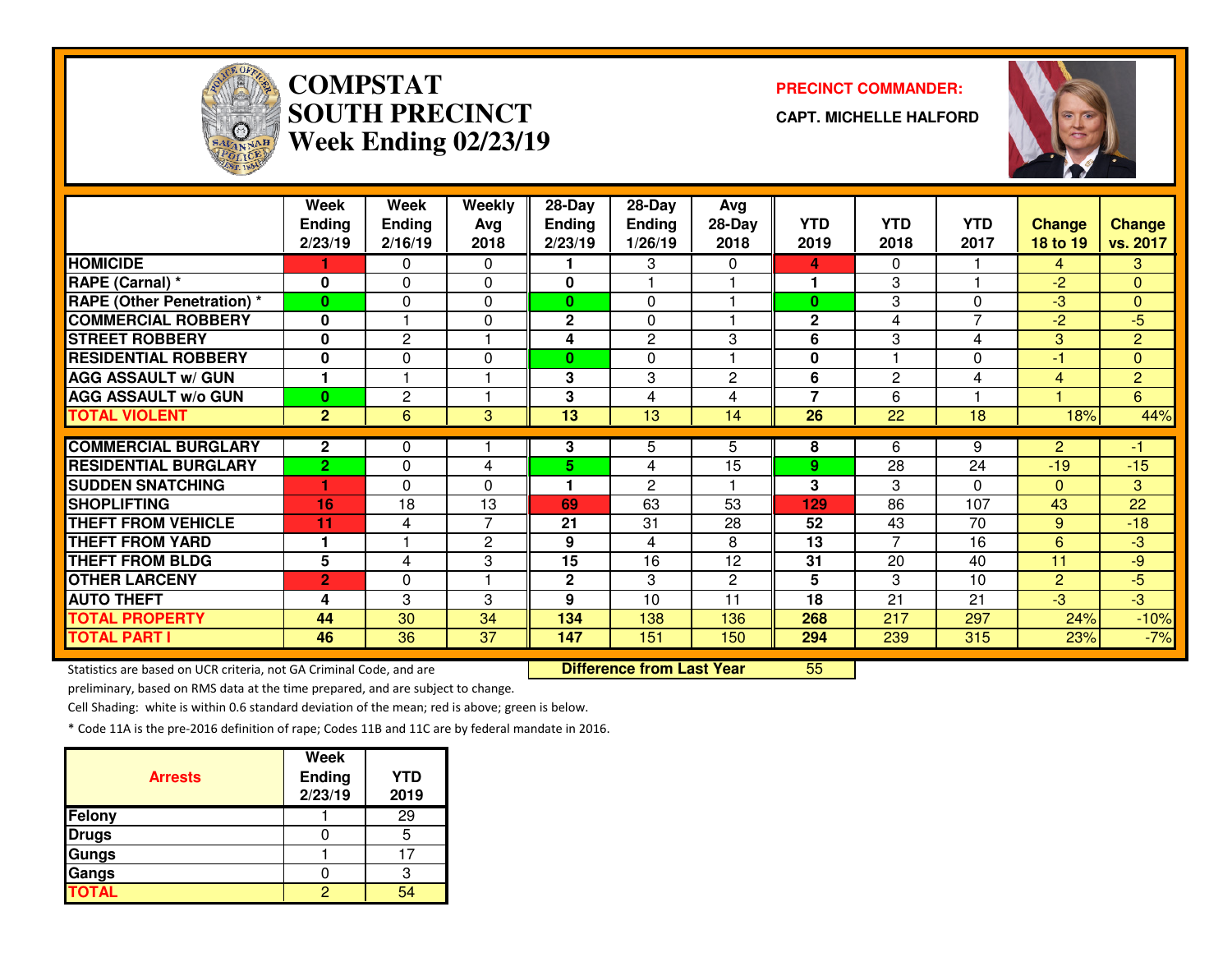# COMPSTAT SOUTH PRECINCT Week Ending 02/23/19

**PRECINCT COMMANDER:**

**CAPT. MICHELLE HALFORD**

| | Week Ending 2/23/19 | Week Ending 2/16/19 | Weekly Avg 2018 | 28-Day Ending 2/23/19 | 28-Day Ending 1/26/19 | Avg 28-Day 2018 | YTD 2019 | YTD 2018 | YTD 2017 | Change 18 to 19 | Change vs. 2017 |
|---|---|---|---|---|---|---|---|---|---|---|---|
| HOMICIDE | 1 | 0 | 0 | 1 | 3 | 0 | 4 | 0 | 1 | 4 | 3 |
| RAPE (Carnal) * | 0 | 0 | 0 | 0 | 1 | 1 | 1 | 3 | 1 | -2 | 0 |
| RAPE (Other Penetration) * | 0 | 0 | 0 | 0 | 0 | 1 | 0 | 3 | 0 | -3 | 0 |
| COMMERCIAL ROBBERY | 0 | 1 | 0 | 2 | 0 | 1 | 2 | 4 | 7 | -2 | -5 |
| STREET ROBBERY | 0 | 2 | 1 | 4 | 2 | 3 | 6 | 3 | 4 | 3 | 2 |
| RESIDENTIAL ROBBERY | 0 | 0 | 0 | 0 | 0 | 1 | 0 | 1 | 0 | -1 | 0 |
| AGG ASSAULT w/ GUN | 1 | 1 | 1 | 3 | 3 | 2 | 6 | 2 | 4 | 4 | 2 |
| AGG ASSAULT w/o GUN | 0 | 2 | 1 | 3 | 4 | 4 | 7 | 6 | 1 | 1 | 6 |
| TOTAL VIOLENT | 2 | 6 | 3 | 13 | 13 | 14 | 26 | 22 | 18 | 18% | 44% |
| COMMERCIAL BURGLARY | 2 | 0 | 1 | 3 | 5 | 5 | 8 | 6 | 9 | 2 | -1 |
| RESIDENTIAL BURGLARY | 2 | 0 | 4 | 5 | 4 | 15 | 9 | 28 | 24 | -19 | -15 |
| SUDDEN SNATCHING | 1 | 0 | 0 | 1 | 2 | 1 | 3 | 3 | 0 | 0 | 3 |
| SHOPLIFTING | 16 | 18 | 13 | 69 | 63 | 53 | 129 | 86 | 107 | 43 | 22 |
| THEFT FROM VEHICLE | 11 | 4 | 7 | 21 | 31 | 28 | 52 | 43 | 70 | 9 | -18 |
| THEFT FROM YARD | 1 | 1 | 2 | 9 | 4 | 8 | 13 | 7 | 16 | 6 | -3 |
| THEFT FROM BLDG | 5 | 4 | 3 | 15 | 16 | 12 | 31 | 20 | 40 | 11 | -9 |
| OTHER LARCENY | 2 | 0 | 1 | 2 | 3 | 2 | 5 | 3 | 10 | 2 | -5 |
| AUTO THEFT | 4 | 3 | 3 | 9 | 10 | 11 | 18 | 21 | 21 | -3 | -3 |
| TOTAL PROPERTY | 44 | 30 | 34 | 134 | 138 | 136 | 268 | 217 | 297 | 24% | -10% |
| TOTAL PART I | 46 | 36 | 37 | 147 | 151 | 150 | 294 | 239 | 315 | 23% | -7% |

**Difference from Last Year** 55

Statistics are based on UCR criteria, not GA Criminal Code, and are preliminary, based on RMS data at the time prepared, and are subject to change.

Cell Shading: white is within 0.6 standard deviation of the mean; red is above; green is below.

* Code 11A is the pre-2016 definition of rape; Codes 11B and 11C are by federal mandate in 2016.

| Arrests | Week Ending 2/23/19 | YTD 2019 |
|---|---|---|
| Felony | 1 | 29 |
| Drugs | 0 | 5 |
| Gungs | 1 | 17 |
| Gangs | 0 | 3 |
| TOTAL | 2 | 54 |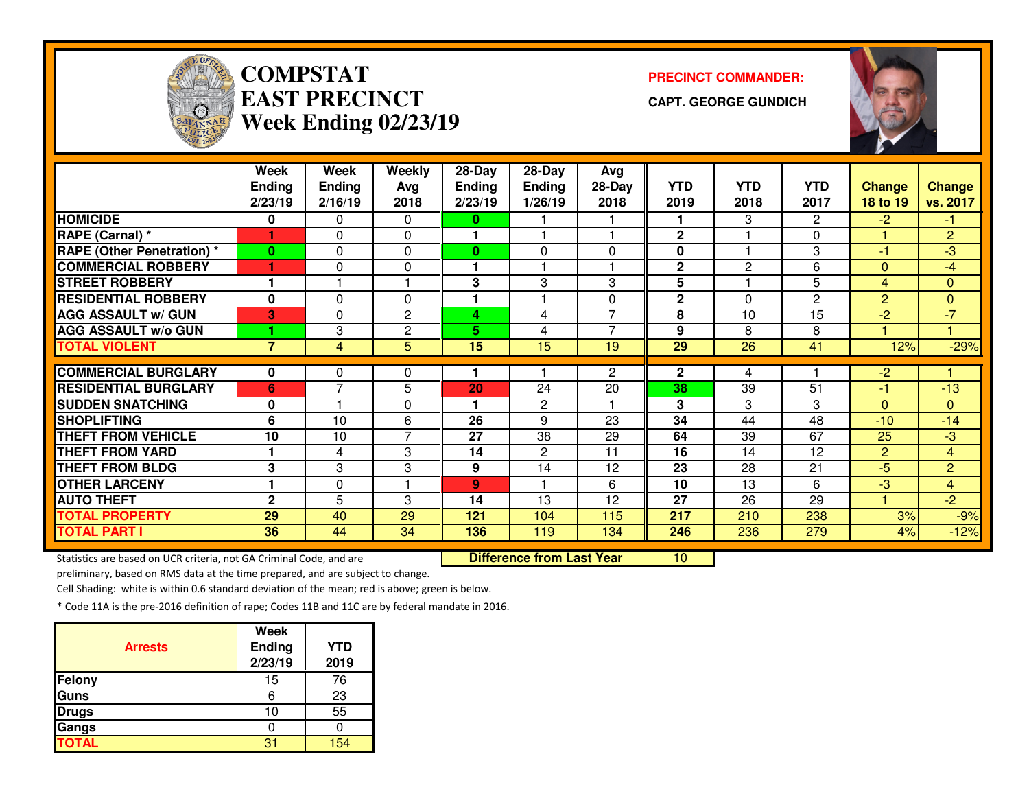# COMPSTAT
# EAST PRECINCT
# Week Ending 02/23/19

**PRECINCT COMMANDER:**

**CAPT. GEORGE GUNDICH**

| | Week Ending 2/23/19 | Week Ending 2/16/19 | Weekly Avg 2018 | 28-Day Ending 2/23/19 | 28-Day Ending 1/26/19 | Avg 28-Day 2018 | YTD 2019 | YTD 2018 | YTD 2017 | Change 18 to 19 | Change vs. 2017 |
|---|---|---|---|---|---|---|---|---|---|---|---|
| HOMICIDE | 0 | 0 | 0 | 0 | 1 | 1 | 1 | 3 | 2 | -2 | -1 |
| RAPE (Carnal) * | 1 | 0 | 0 | 1 | 1 | 1 | 2 | 1 | 0 | 1 | 2 |
| RAPE (Other Penetration) * | 0 | 0 | 0 | 0 | 0 | 0 | 0 | 1 | 3 | -1 | -3 |
| COMMERCIAL ROBBERY | 1 | 0 | 0 | 1 | 1 | 1 | 2 | 2 | 6 | 0 | -4 |
| STREET ROBBERY | 1 | 1 | 1 | 3 | 3 | 3 | 5 | 1 | 5 | 4 | 0 |
| RESIDENTIAL ROBBERY | 0 | 0 | 0 | 1 | 1 | 0 | 2 | 0 | 2 | 2 | 0 |
| AGG ASSAULT w/ GUN | 3 | 0 | 2 | 4 | 4 | 7 | 8 | 10 | 15 | -2 | -7 |
| AGG ASSAULT w/o GUN | 1 | 3 | 2 | 5 | 4 | 7 | 9 | 8 | 8 | 1 | 1 |
| TOTAL VIOLENT | 7 | 4 | 5 | 15 | 15 | 19 | 29 | 26 | 41 | 12% | -29% |
| COMMERCIAL BURGLARY | 0 | 0 | 0 | 1 | 1 | 2 | 2 | 4 | 1 | -2 | 1 |
| RESIDENTIAL BURGLARY | 6 | 7 | 5 | 20 | 24 | 20 | 38 | 39 | 51 | -1 | -13 |
| SUDDEN SNATCHING | 0 | 1 | 0 | 1 | 2 | 1 | 3 | 3 | 3 | 0 | 0 |
| SHOPLIFTING | 6 | 10 | 6 | 26 | 9 | 23 | 34 | 44 | 48 | -10 | -14 |
| THEFT FROM VEHICLE | 10 | 10 | 7 | 27 | 38 | 29 | 64 | 39 | 67 | 25 | -3 |
| THEFT FROM YARD | 1 | 4 | 3 | 14 | 2 | 11 | 16 | 14 | 12 | 2 | 4 |
| THEFT FROM BLDG | 3 | 3 | 3 | 9 | 14 | 12 | 23 | 28 | 21 | -5 | 2 |
| OTHER LARCENY | 1 | 0 | 1 | 9 | 1 | 6 | 10 | 13 | 6 | -3 | 4 |
| AUTO THEFT | 2 | 5 | 3 | 14 | 13 | 12 | 27 | 26 | 29 | 1 | -2 |
| TOTAL PROPERTY | 29 | 40 | 29 | 121 | 104 | 115 | 217 | 210 | 238 | 3% | -9% |
| TOTAL PART I | 36 | 44 | 34 | 136 | 119 | 134 | 246 | 236 | 279 | 4% | -12% |

**Difference from Last Year** 10

Statistics are based on UCR criteria, not GA Criminal Code, and are preliminary, based on RMS data at the time prepared, and are subject to change.

Cell Shading: white is within 0.6 standard deviation of the mean; red is above; green is below.

* Code 11A is the pre-2016 definition of rape; Codes 11B and 11C are by federal mandate in 2016.

| Arrests | Week Ending 2/23/19 | YTD 2019 |
|---|---|---|
| Felony | 15 | 76 |
| Guns | 6 | 23 |
| Drugs | 10 | 55 |
| Gangs | 0 | 0 |
| TOTAL | 31 | 154 |